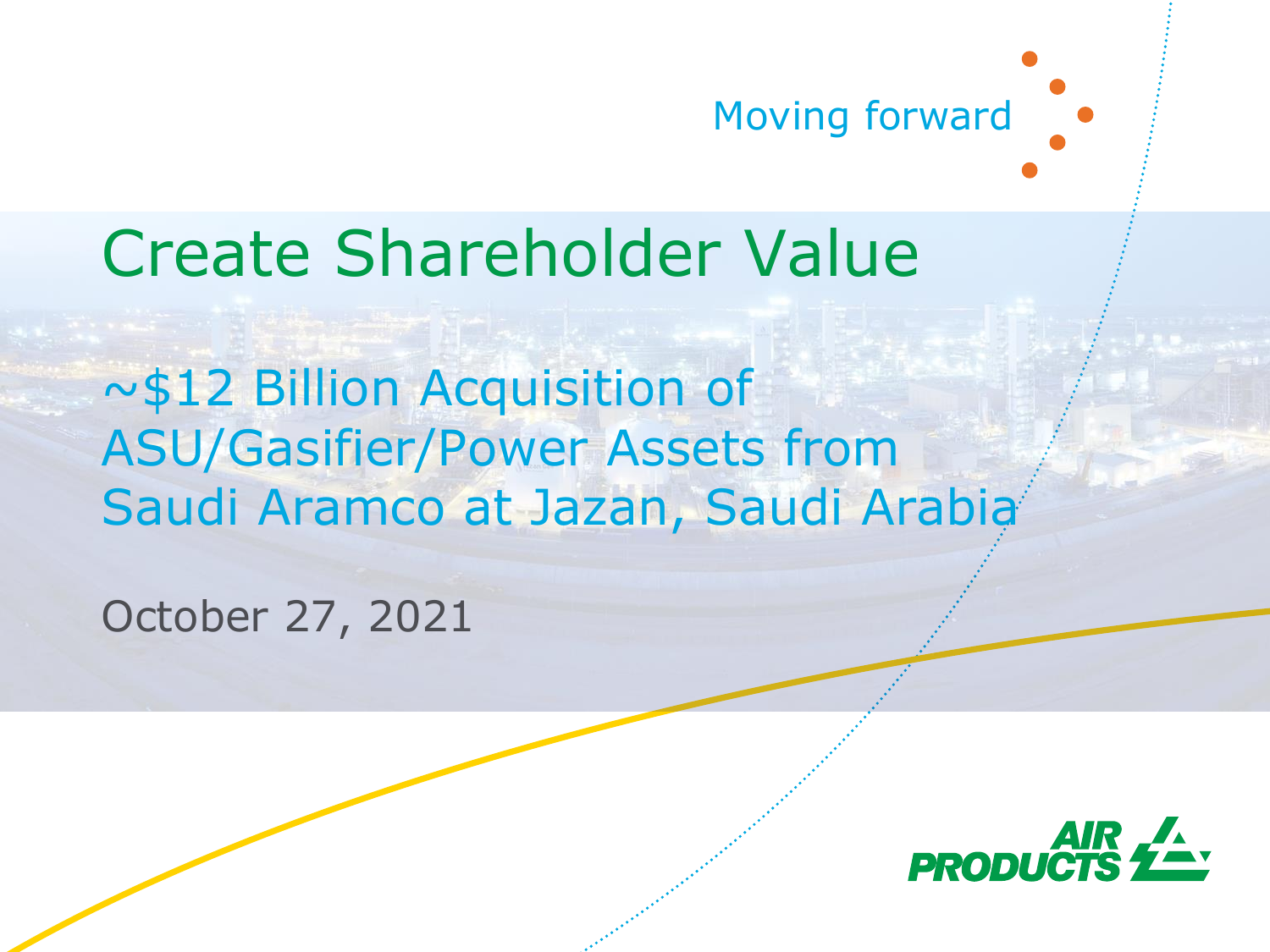Moving forward

# Create Shareholder Value

## ~$12 Billion Acquisition of ASU/Gasifier/Power Assets from Saudi Aramco at Jazan, Saudi Arabia

October 27, 2021

AIR PRODUCTS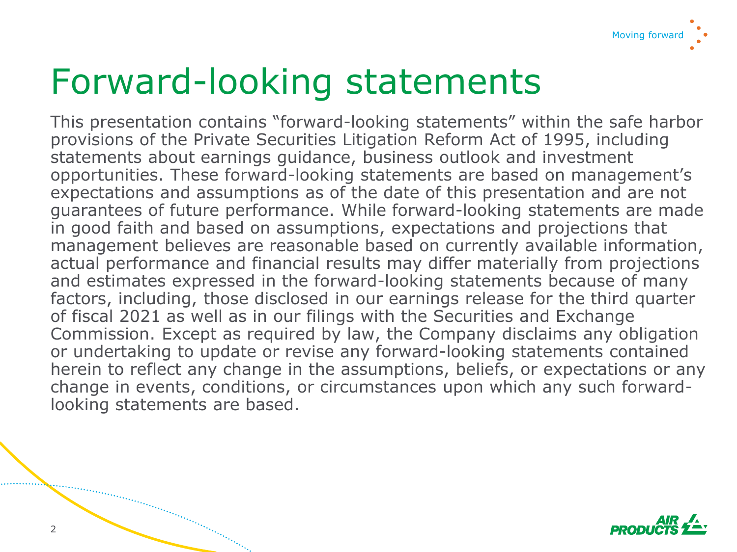# Forward-looking statements

This presentation contains "forward-looking statements" within the safe harbor provisions of the Private Securities Litigation Reform Act of 1995, including statements about earnings guidance, business outlook and investment opportunities. These forward-looking statements are based on management's expectations and assumptions as of the date of this presentation and are not guarantees of future performance. While forward-looking statements are made in good faith and based on assumptions, expectations and projections that management believes are reasonable based on currently available information, actual performance and financial results may differ materially from projections and estimates expressed in the forward-looking statements because of many factors, including, those disclosed in our earnings release for the third quarter of fiscal 2021 as well as in our filings with the Securities and Exchange Commission. Except as required by law, the Company disclaims any obligation or undertaking to update or revise any forward-looking statements contained herein to reflect any change in the assumptions, beliefs, or expectations or any change in events, conditions, or circumstances upon which any such forward-looking statements are based.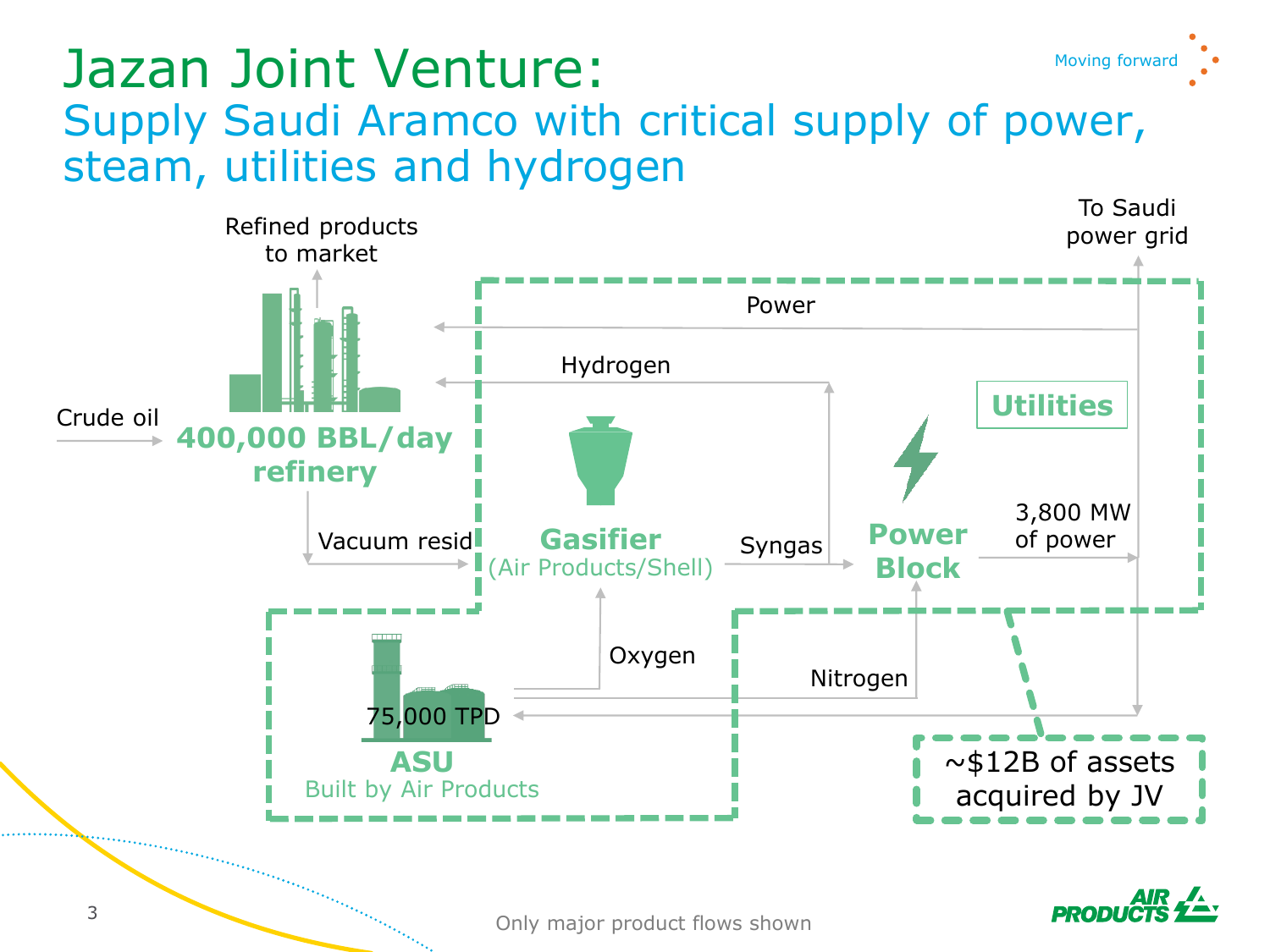# Jazan Joint Venture:

## Supply Saudi Aramco with critical supply of power, steam, utilities and hydrogen

Refined products to market

Crude oil

**400,000 BBL/day refinery**

Power

Hydrogen

To Saudi power grid

**Utilities**

Vacuum resid

**Gasifier** (Air Products/Shell)

Syngas

**Power Block**

3,800 MW of power

Oxygen

Nitrogen

75,000 TPD

**ASU**
Built by Air Products

~$12B of assets acquired by JV

Only major product flows shown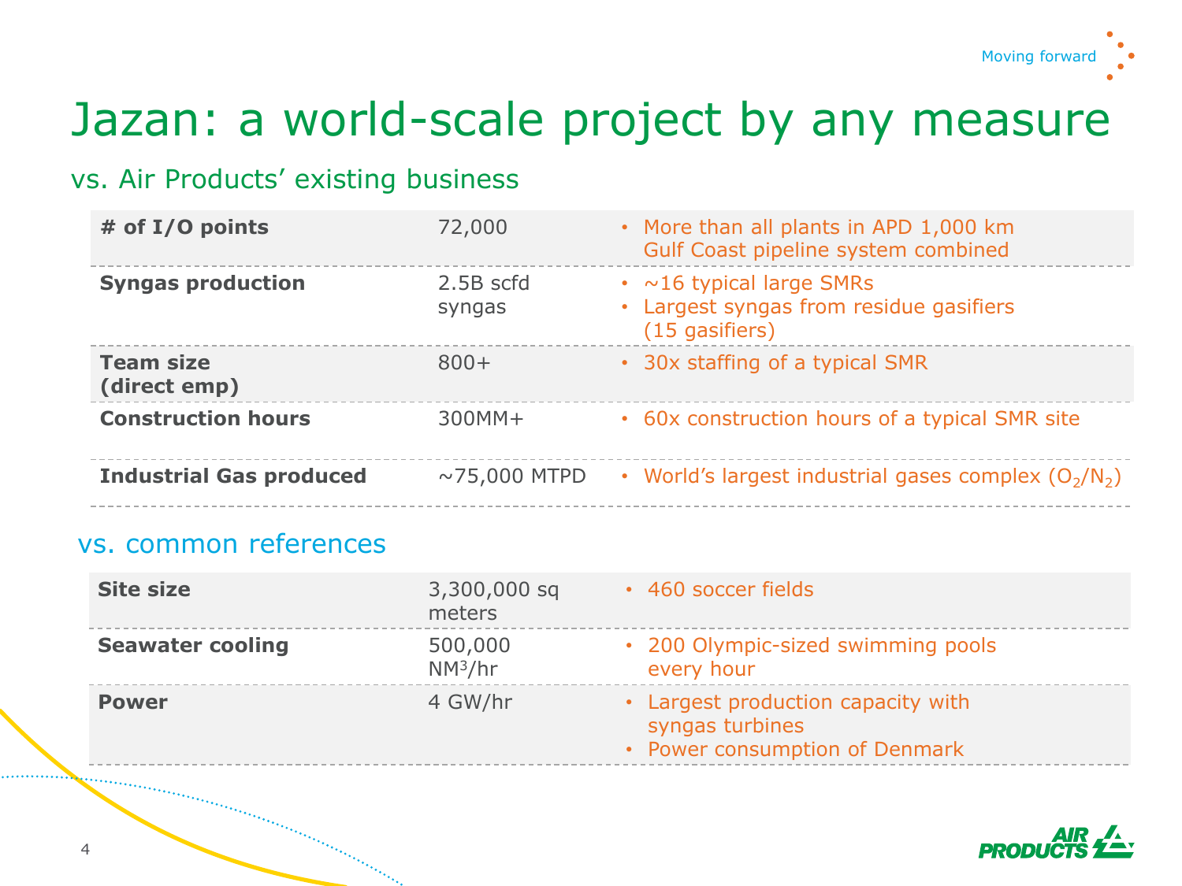# Jazan: a world-scale project by any measure

## vs. Air Products' existing business

| | | |
|---|---|---|
| **# of I/O points** | 72,000 | • More than all plants in APD 1,000 km Gulf Coast pipeline system combined |
| **Syngas production** | 2.5B scfd syngas | • ~16 typical large SMRs<br>• Largest syngas from residue gasifiers (15 gasifiers) |
| **Team size (direct emp)** | 800+ | • 30x staffing of a typical SMR |
| **Construction hours** | 300MM+ | • 60x construction hours of a typical SMR site |
| **Industrial Gas produced** | ~75,000 MTPD | • World's largest industrial gases complex ($O_2$/$N_2$) |

## vs. common references

| | | |
|---|---|---|
| **Site size** | 3,300,000 sq meters | • 460 soccer fields |
| **Seawater cooling** | 500,000 $NM^3$/hr | • 200 Olympic-sized swimming pools every hour |
| **Power** | 4 GW/hr | • Largest production capacity with syngas turbines<br>• Power consumption of Denmark |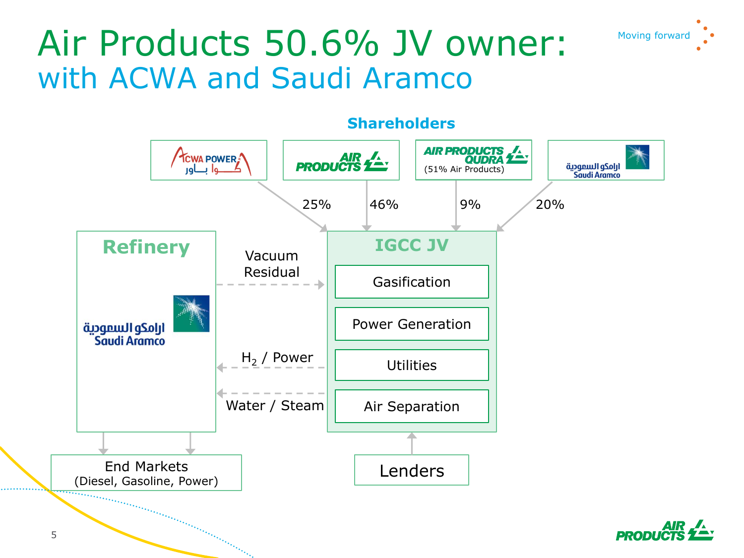# Air Products 50.6% JV owner:
## with ACWA and Saudi Aramco

Moving forward

**Shareholders**

- ACWA POWER أكوا باور — 25%
- AIR PRODUCTS — 46%
- AIR PRODUCTS QUDRA (51% Air Products) — 9%
- ارامكو السعودية Saudi Aramco — 20%

**IGCC JV**

- Gasification
- Power Generation
- Utilities
- Air Separation

**Refinery**

ارامكو السعودية Saudi Aramco

Vacuum Residual

$H_2$ / Power

Water / Steam

End Markets (Diesel, Gasoline, Power)

Lenders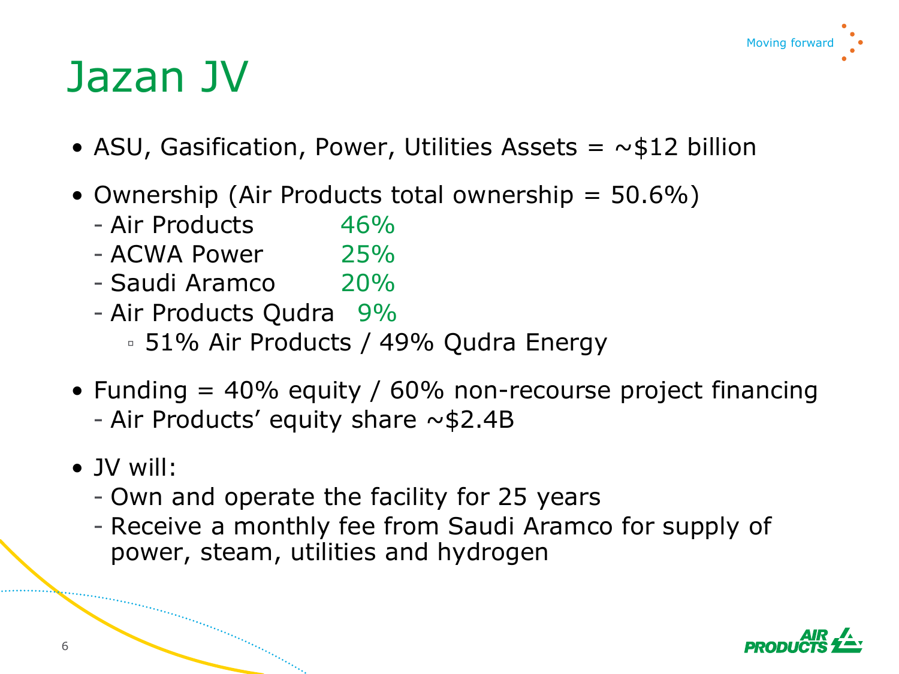# Jazan JV

- ASU, Gasification, Power, Utilities Assets = ~$12 billion
- Ownership (Air Products total ownership = 50.6%)
  - Air Products 46%
  - ACWA Power 25%
  - Saudi Aramco 20%
  - Air Products Qudra 9%
    - 51% Air Products / 49% Qudra Energy
- Funding = 40% equity / 60% non-recourse project financing
  - Air Products' equity share ~$2.4B
- JV will:
  - Own and operate the facility for 25 years
  - Receive a monthly fee from Saudi Aramco for supply of power, steam, utilities and hydrogen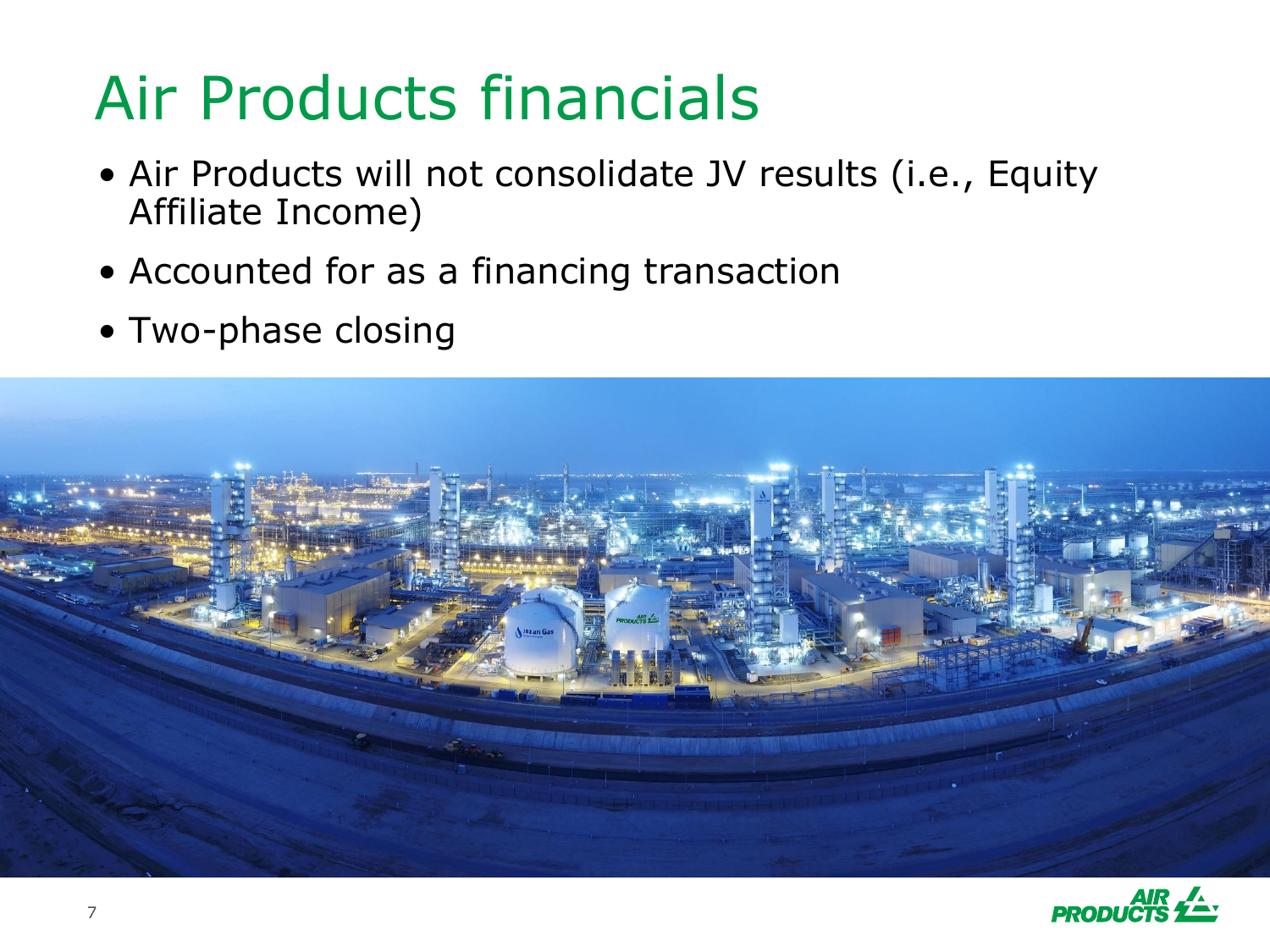# Air Products financials

- Air Products will not consolidate JV results (i.e., Equity Affiliate Income)
- Accounted for as a financing transaction
- Two-phase closing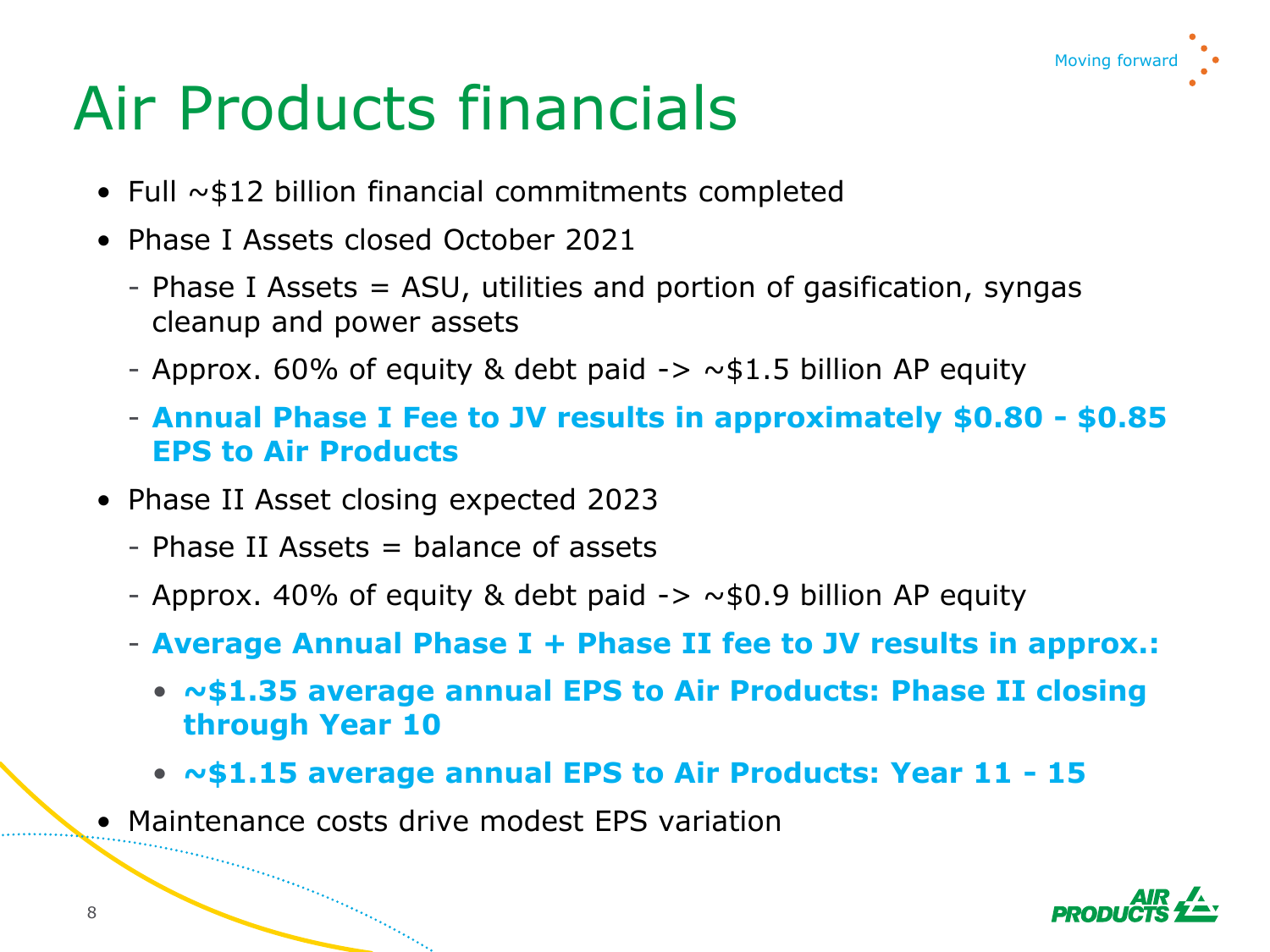# Air Products financials

- Full ~$12 billion financial commitments completed
- Phase I Assets closed October 2021
  - Phase I Assets = ASU, utilities and portion of gasification, syngas cleanup and power assets
  - Approx. 60% of equity & debt paid -> ~$1.5 billion AP equity
  - **Annual Phase I Fee to JV results in approximately $0.80 - $0.85 EPS to Air Products**
- Phase II Asset closing expected 2023
  - Phase II Assets = balance of assets
  - Approx. 40% of equity & debt paid -> ~$0.9 billion AP equity
  - **Average Annual Phase I + Phase II fee to JV results in approx.:**
    - **~$1.35 average annual EPS to Air Products: Phase II closing through Year 10**
    - **~$1.15 average annual EPS to Air Products: Year 11 - 15**
- Maintenance costs drive modest EPS variation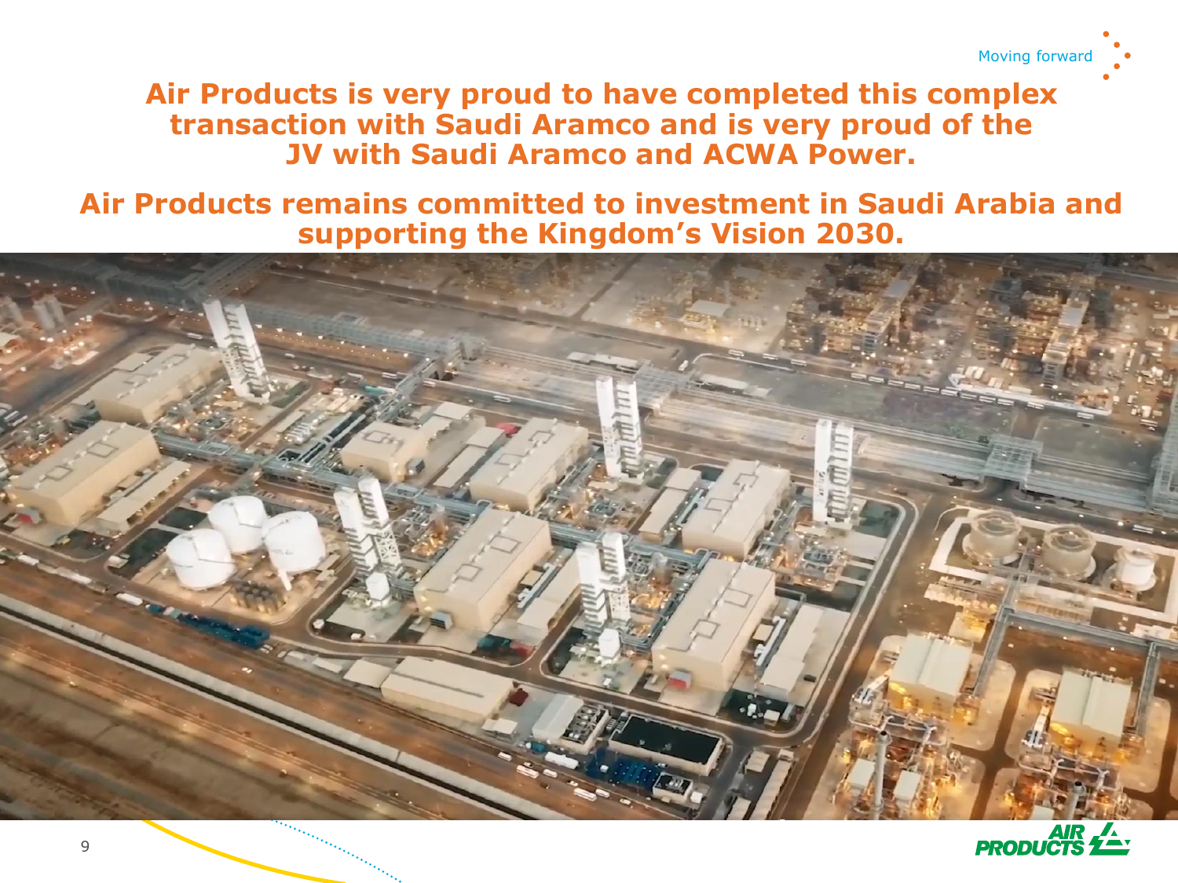**Air Products is very proud to have completed this complex transaction with Saudi Aramco and is very proud of the JV with Saudi Aramco and ACWA Power.**

**Air Products remains committed to investment in Saudi Arabia and supporting the Kingdom's Vision 2030.**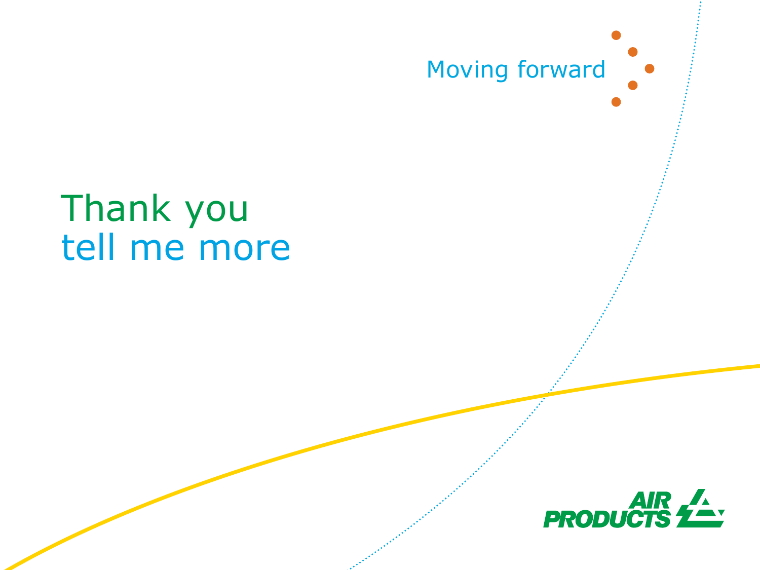Moving forward

# Thank you
# tell me more

AIR PRODUCTS